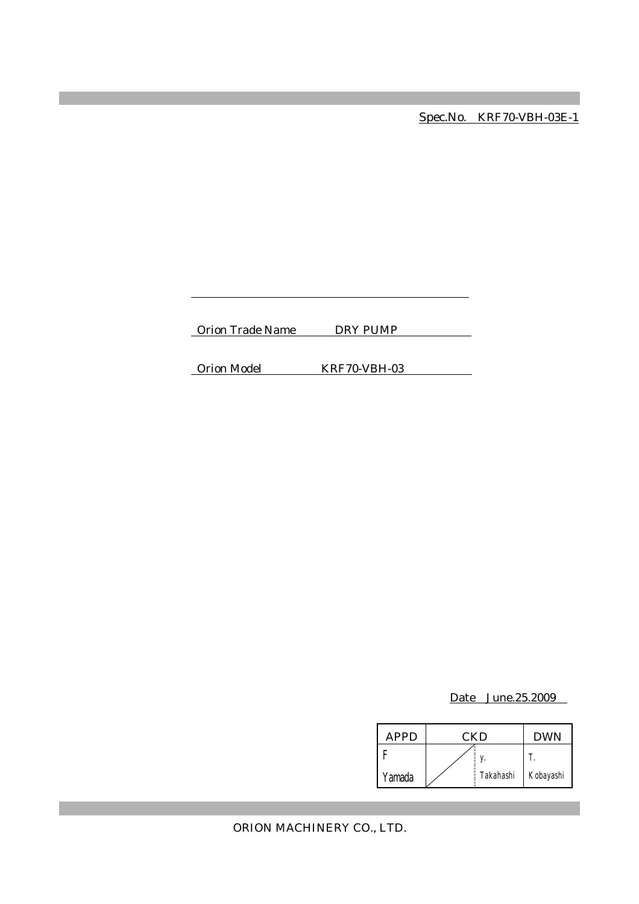Spec.No. KRF70-VBH-03E-1

Orion Trade Name DRY PUMP

Orion Model KRF70-VBH-03

Date June.25.2009

| APPD | CKD | | DWN |
|---|---|---|---|
| F Yamada | | y. Takahashi | T. Kobayashi |

ORION MACHINERY CO., LTD.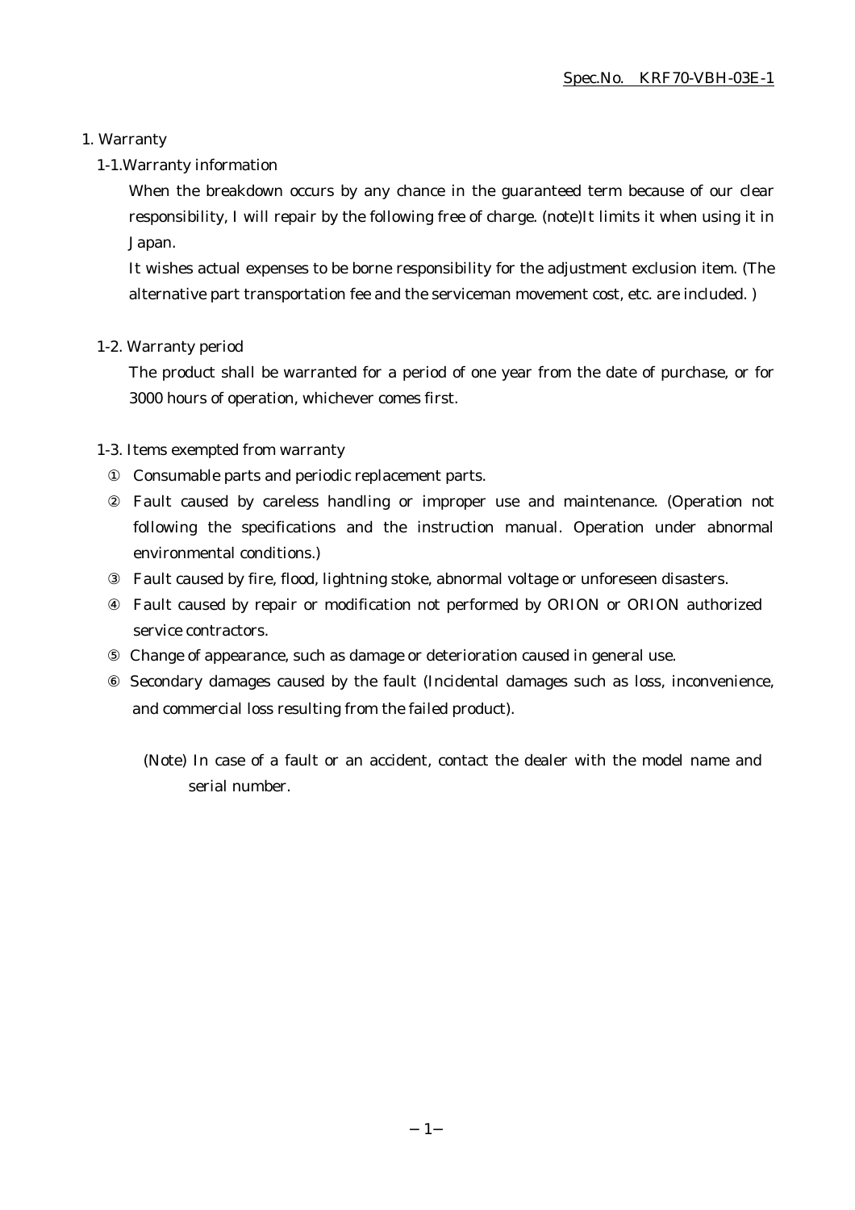# 1. Warranty

## 1-1.Warranty information

When the breakdown occurs by any chance in the guaranteed term because of our clear responsibility, I will repair by the following free of charge. (note)It limits it when using it in Japan.

It wishes actual expenses to be borne responsibility for the adjustment exclusion item. (The alternative part transportation fee and the serviceman movement cost, etc. are included. )

## 1-2. Warranty period

The product shall be warranted for a period of one year from the date of purchase, or for 3000 hours of operation, whichever comes first.

## 1-3. Items exempted from warranty

① Consumable parts and periodic replacement parts.

② Fault caused by careless handling or improper use and maintenance. (Operation not following the specifications and the instruction manual. Operation under abnormal environmental conditions.)

③ Fault caused by fire, flood, lightning stoke, abnormal voltage or unforeseen disasters.

④ Fault caused by repair or modification not performed by ORION or ORION authorized service contractors.

⑤ Change of appearance, such as damage or deterioration caused in general use.

⑥ Secondary damages caused by the fault (Incidental damages such as loss, inconvenience, and commercial loss resulting from the failed product).

(Note) In case of a fault or an accident, contact the dealer with the model name and serial number.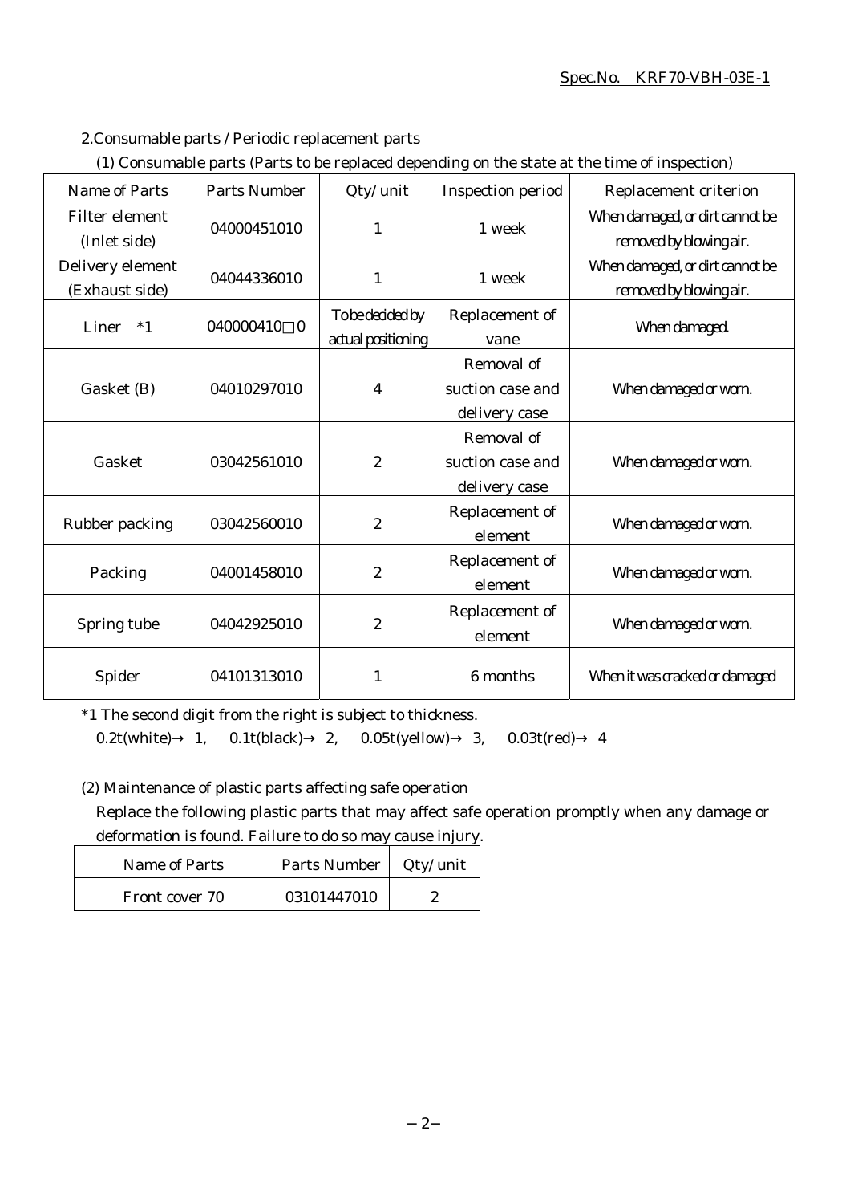2.Consumable parts / Periodic replacement parts

(1) Consumable parts (Parts to be replaced depending on the state at the time of inspection)

| Name of Parts | Parts Number | Qty/unit | Inspection period | Replacement criterion |
|---|---|---|---|---|
| Filter element (Inlet side) | 04000451010 | 1 | 1 week | When damaged, or dirt cannot be removed by blowing air. |
| Delivery element (Exhaust side) | 04044336010 | 1 | 1 week | When damaged, or dirt cannot be removed by blowing air. |
| Liner *1 | 040000410□0 | To be decided by actual positioning | Replacement of vane | When damaged. |
| Gasket (B) | 04010297010 | 4 | Removal of suction case and delivery case | When damaged or worn. |
| Gasket | 03042561010 | 2 | Removal of suction case and delivery case | When damaged or worn. |
| Rubber packing | 03042560010 | 2 | Replacement of element | When damaged or worn. |
| Packing | 04001458010 | 2 | Replacement of element | When damaged or worn. |
| Spring tube | 04042925010 | 2 | Replacement of element | When damaged or worn. |
| Spider | 04101313010 | 1 | 6 months | When it was cracked or damaged |

*1 The second digit from the right is subject to thickness.
0.2t(white)→ 1, 0.1t(black)→ 2, 0.05t(yellow)→ 3, 0.03t(red)→ 4

(2) Maintenance of plastic parts affecting safe operation

Replace the following plastic parts that may affect safe operation promptly when any damage or deformation is found. Failure to do so may cause injury.

| Name of Parts | Parts Number | Qty/unit |
|---|---|---|
| Front cover 70 | 03101447010 | 2 |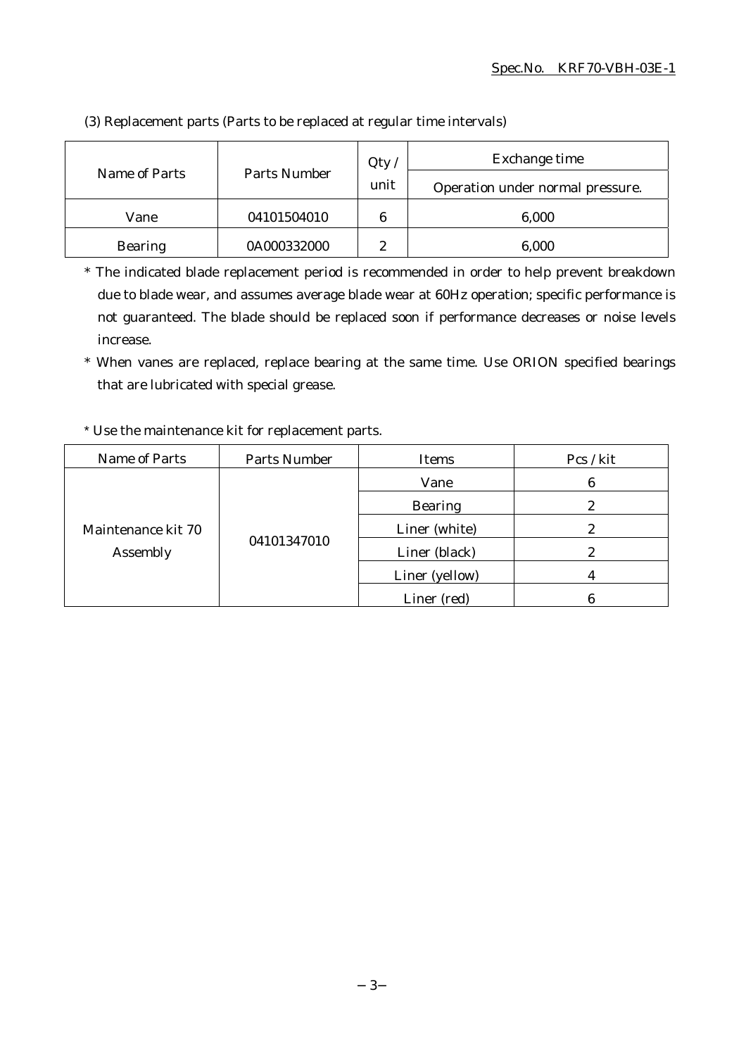(3) Replacement parts (Parts to be replaced at regular time intervals)

| Name of Parts | Parts Number | Qty / unit | Exchange time |
|---|---|---|---|
| | | | Operation under normal pressure. |
| Vane | 04101504010 | 6 | 6,000 |
| Bearing | 0A000332000 | 2 | 6,000 |

* The indicated blade replacement period is recommended in order to help prevent breakdown due to blade wear, and assumes average blade wear at 60Hz operation; specific performance is not guaranteed. The blade should be replaced soon if performance decreases or noise levels increase.
* When vanes are replaced, replace bearing at the same time. Use ORION specified bearings that are lubricated with special grease.

* Use the maintenance kit for replacement parts.

| Name of Parts | Parts Number | Items | Pcs / kit |
|---|---|---|---|
| Maintenance kit 70 Assembly | 04101347010 | Vane | 6 |
| | | Bearing | 2 |
| | | Liner (white) | 2 |
| | | Liner (black) | 2 |
| | | Liner (yellow) | 4 |
| | | Liner (red) | 6 |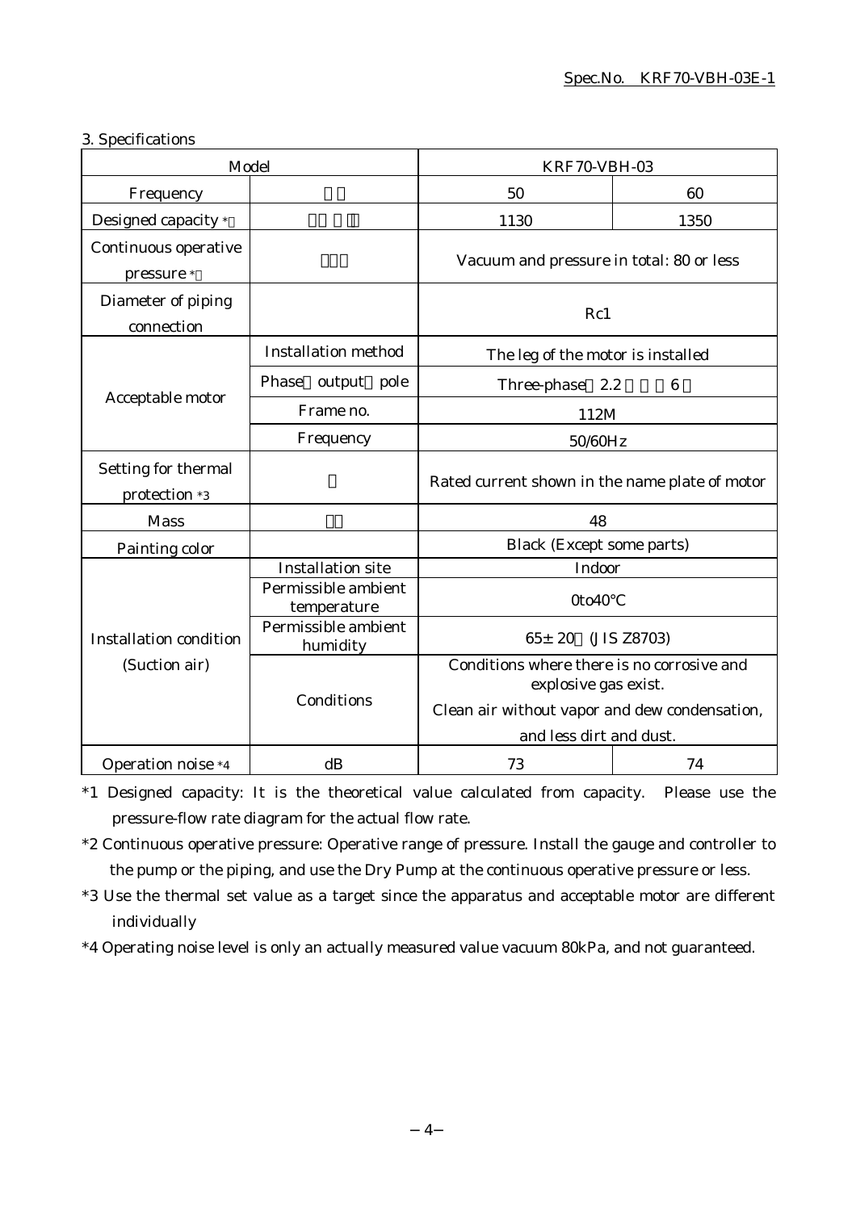Spec.No. KRF70-VBH-03E-1

### 3. Specifications

| Model | | KRF70-VBH-03 | |
|---|---|---|---|
| Frequency | | 50 | 60 |
| Designed capacity * | | 1130 | 1350 |
| Continuous operative pressure * | | Vacuum and pressure in total: 80 or less | |
| Diameter of piping connection | | Rc1 | |
| Acceptable motor | Installation method | The leg of the motor is installed | |
| | Phase output pole | Three-phase 2.2 6 | |
| | Frame no. | 112M | |
| | Frequency | 50/60Hz | |
| Setting for thermal protection *3 | | Rated current shown in the name plate of motor | |
| Mass | | 48 | |
| Painting color | | Black (Except some parts) | |
| Installation condition (Suction air) | Installation site | Indoor | |
| | Permissible ambient temperature | 0to40℃ | |
| | Permissible ambient humidity | 65± 20 (JIS Z8703) | |
| | Conditions | Conditions where there is no corrosive and explosive gas exist. Clean air without vapor and dew condensation, and less dirt and dust. | |
| Operation noise *4 | dB | 73 | 74 |

*1 Designed capacity: It is the theoretical value calculated from capacity. Please use the pressure-flow rate diagram for the actual flow rate.

*2 Continuous operative pressure: Operative range of pressure. Install the gauge and controller to the pump or the piping, and use the Dry Pump at the continuous operative pressure or less.

*3 Use the thermal set value as a target since the apparatus and acceptable motor are different individually

*4 Operating noise level is only an actually measured value vacuum 80kPa, and not guaranteed.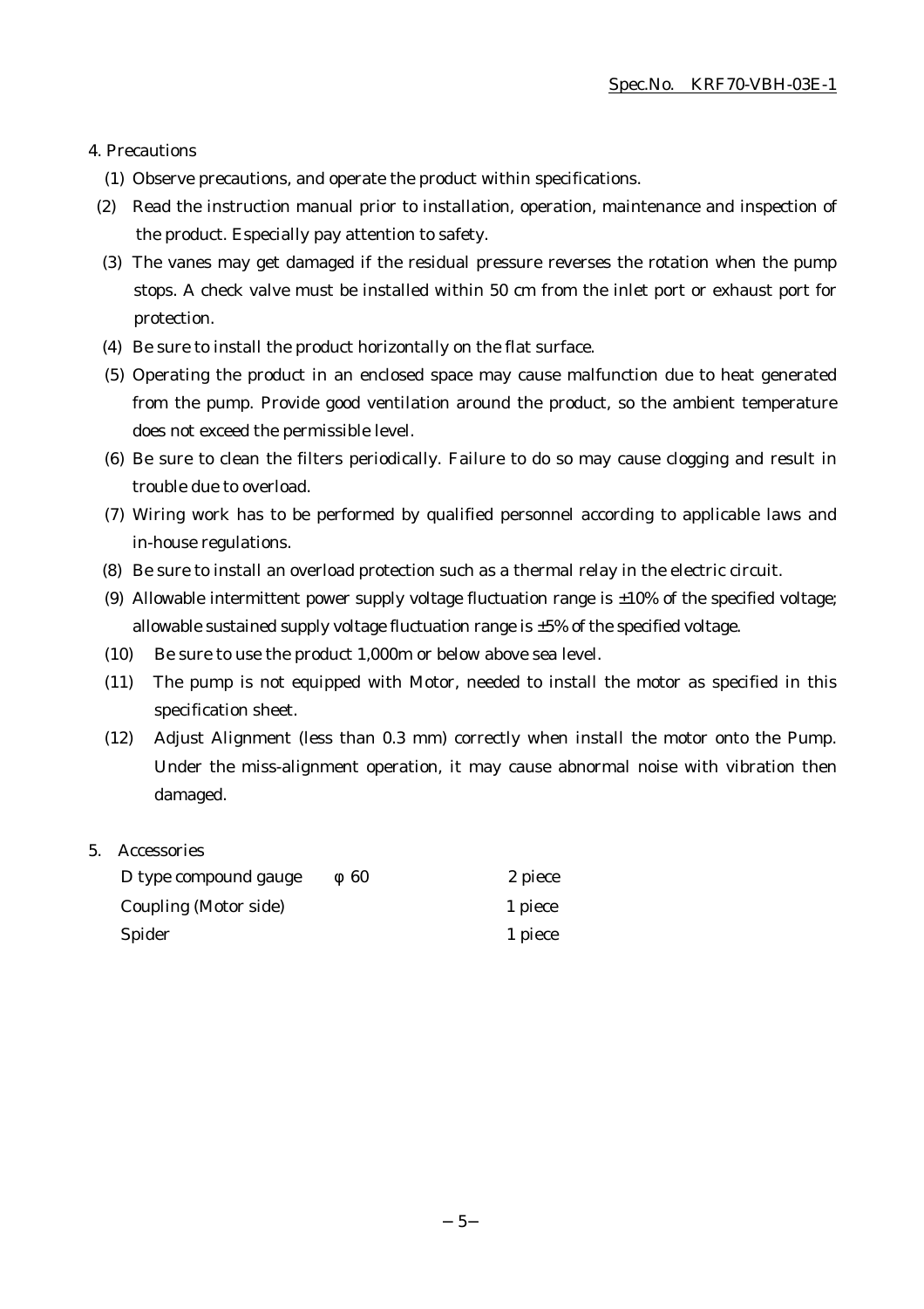## 4. Precautions

(1) Observe precautions, and operate the product within specifications.

(2) Read the instruction manual prior to installation, operation, maintenance and inspection of the product. Especially pay attention to safety.

(3) The vanes may get damaged if the residual pressure reverses the rotation when the pump stops. A check valve must be installed within 50 cm from the inlet port or exhaust port for protection.

(4) Be sure to install the product horizontally on the flat surface.

(5) Operating the product in an enclosed space may cause malfunction due to heat generated from the pump. Provide good ventilation around the product, so the ambient temperature does not exceed the permissible level.

(6) Be sure to clean the filters periodically. Failure to do so may cause clogging and result in trouble due to overload.

(7) Wiring work has to be performed by qualified personnel according to applicable laws and in-house regulations.

(8) Be sure to install an overload protection such as a thermal relay in the electric circuit.

(9) Allowable intermittent power supply voltage fluctuation range is ±10% of the specified voltage; allowable sustained supply voltage fluctuation range is ±5% of the specified voltage.

(10) Be sure to use the product 1,000m or below above sea level.

(11) The pump is not equipped with Motor, needed to install the motor as specified in this specification sheet.

(12) Adjust Alignment (less than 0.3 mm) correctly when install the motor onto the Pump. Under the miss-alignment operation, it may cause abnormal noise with vibration then damaged.

## 5. Accessories

| | | |
|---|---|---|
| D type compound gauge | φ 60 | 2 piece |
| Coupling (Motor side) | | 1 piece |
| Spider | | 1 piece |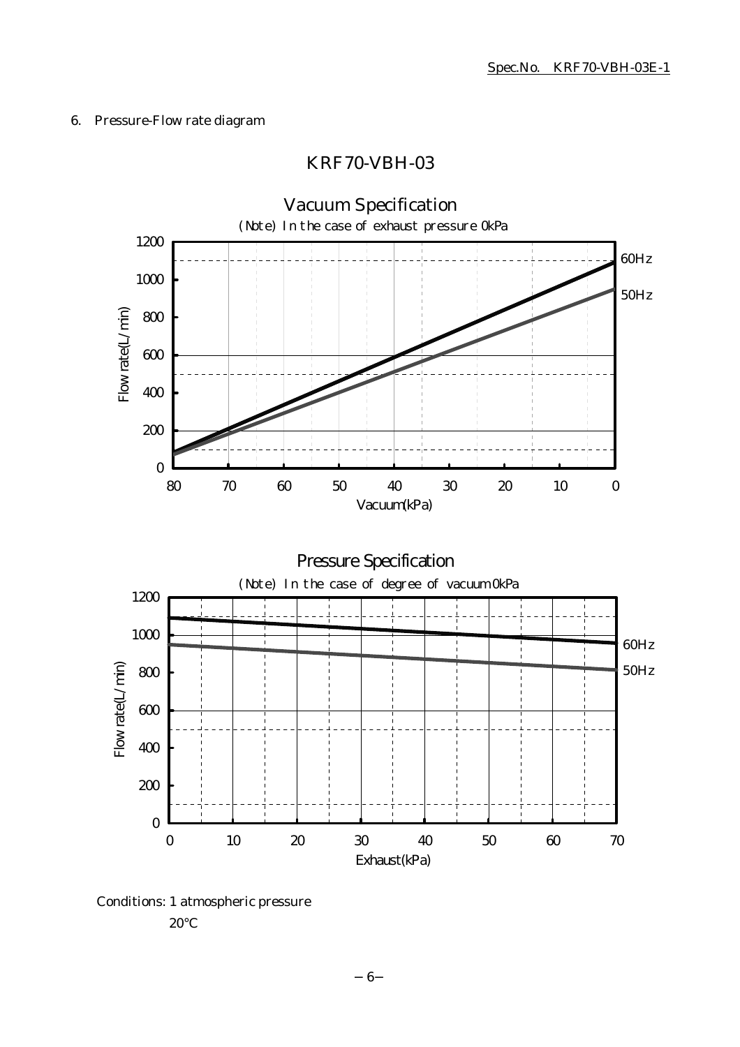6. Pressure-Flow rate diagram

## KRF70-VBH-03

### Vacuum Specification

(Note) In the case of exhaust pressure 0kPa

Flow rate(L/min)

1200
1000
800
600
400
200
0

80 70 60 50 40 30 20 10 0

Vacuum(kPa)

60Hz
50Hz

### Pressure Specification

(Note) In the case of degree of vacuum 0kPa

Flow rate(L/min)

1200
1000
800
600
400
200
0

0 10 20 30 40 50 60 70

Exhaust(kPa)

60Hz
50Hz

Conditions: 1 atmospheric pressure
20°C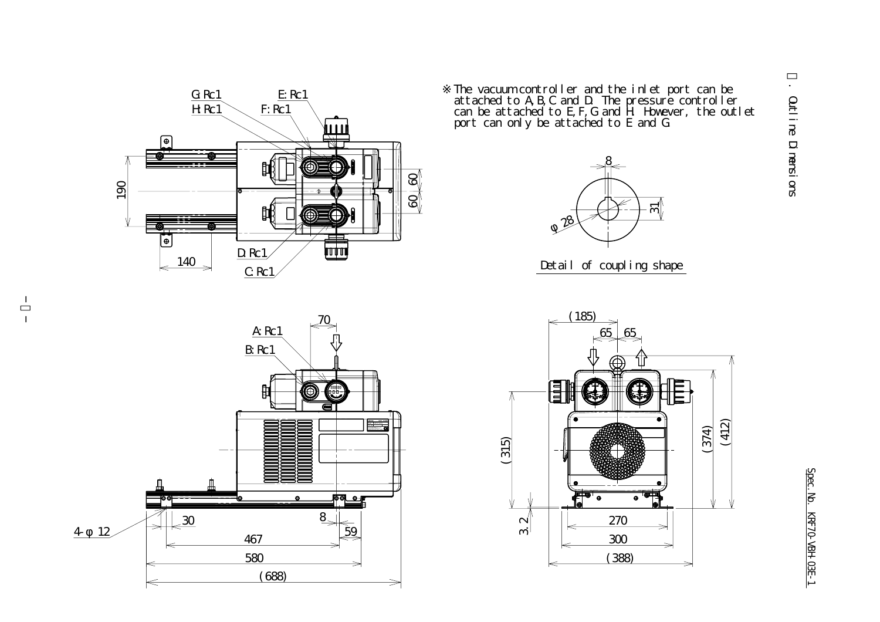## □. Outline Dimensions

※ The vacuum controller and the inlet port can be attached to A, B, C and D. The pressure controller can be attached to E, F, G and H. However, the outlet port can only be attached to E and G.

G: Rc1
H: Rc1
E: Rc1
F: Rc1
D: Rc1
C: Rc1
190
140
60
60

8
31
φ 28
Detail of coupling shape

70
A: Rc1
B: Rc1
4-φ 12
30
8
59
467
580
(688)

(185)
65
65
(315)
(374)
(412)
3.2
270
300
(388)

Spec. No. KRF70-VBH-03E-1